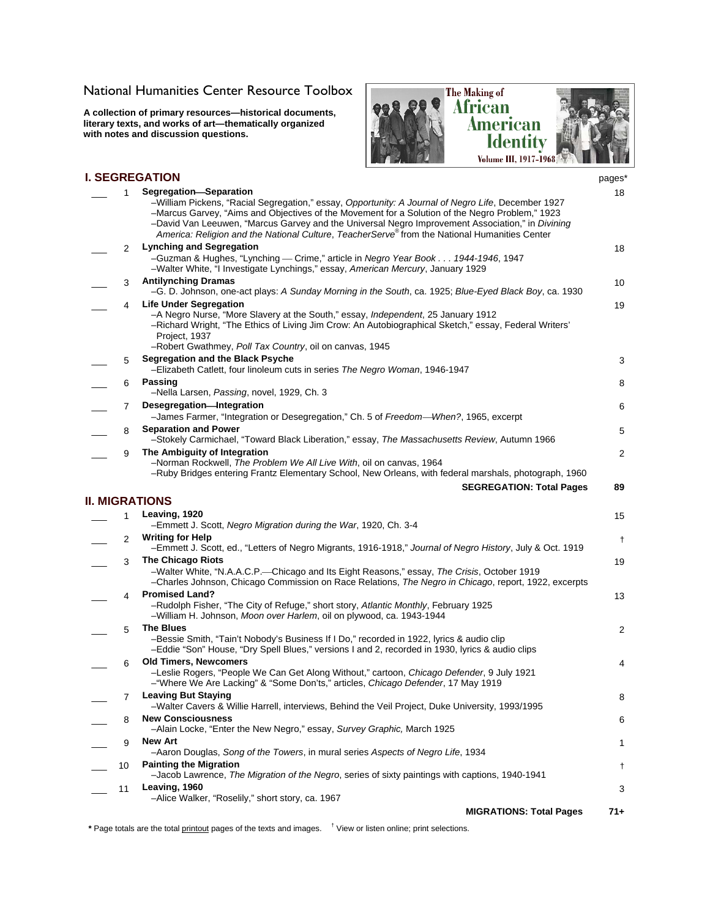National Humanities Center Resource Toolbox

**A collection of primary resources—historical documents, literary texts, and works of art—thematically organized with notes and discussion questions.**

The Making of African American Identity
Volume III, 1917-1968

## I. SEGREGATION

| | # | Topic | pages* |
|---|---|---|---|
| ___ | 1 | **Segregation—Separation**<br>–William Pickens, "Racial Segregation," essay, *Opportunity: A Journal of Negro Life*, December 1927<br>–Marcus Garvey, "Aims and Objectives of the Movement for a Solution of the Negro Problem," 1923<br>–David Van Leeuwen, "Marcus Garvey and the Universal Negro Improvement Association," in *Divining America: Religion and the National Culture*, *TeacherServe*® from the National Humanities Center | 18 |
| ___ | 2 | **Lynching and Segregation**<br>–Guzman & Hughes, "Lynching — Crime," article in *Negro Year Book . . . 1944-1946*, 1947<br>–Walter White, "I Investigate Lynchings," essay, *American Mercury*, January 1929 | 18 |
| ___ | 3 | **Antilynching Dramas**<br>–G. D. Johnson, one-act plays: *A Sunday Morning in the South*, ca. 1925; *Blue-Eyed Black Boy*, ca. 1930 | 10 |
| ___ | 4 | **Life Under Segregation**<br>–A Negro Nurse, "More Slavery at the South," essay, *Independent*, 25 January 1912<br>–Richard Wright, "The Ethics of Living Jim Crow: An Autobiographical Sketch," essay, Federal Writers' Project, 1937<br>–Robert Gwathmey, *Poll Tax Country*, oil on canvas, 1945 | 19 |
| ___ | 5 | **Segregation and the Black Psyche**<br>–Elizabeth Catlett, four linoleum cuts in series *The Negro Woman*, 1946-1947 | 3 |
| ___ | 6 | **Passing**<br>–Nella Larsen, *Passing*, novel, 1929, Ch. 3 | 8 |
| ___ | 7 | **Desegregation—Integration**<br>–James Farmer, "Integration or Desegregation," Ch. 5 of *Freedom—When?*, 1965, excerpt | 6 |
| ___ | 8 | **Separation and Power**<br>–Stokely Carmichael, "Toward Black Liberation," essay, *The Massachusetts Review*, Autumn 1966 | 5 |
| ___ | 9 | **The Ambiguity of Integration**<br>–Norman Rockwell, *The Problem We All Live With*, oil on canvas, 1964<br>–Ruby Bridges entering Frantz Elementary School, New Orleans, with federal marshals, photograph, 1960 | 2 |
| | | **SEGREGATION: Total Pages** | **89** |

## II. MIGRATIONS

| | # | Topic | pages* |
|---|---|---|---|
| ___ | 1 | **Leaving, 1920**<br>–Emmett J. Scott, *Negro Migration during the War*, 1920, Ch. 3-4 | 15 |
| ___ | 2 | **Writing for Help**<br>–Emmett J. Scott, ed., "Letters of Negro Migrants, 1916-1918," *Journal of Negro History*, July & Oct. 1919 | † |
| ___ | 3 | **The Chicago Riots**<br>–Walter White, "N.A.A.C.P.—Chicago and Its Eight Reasons," essay, *The Crisis*, October 1919<br>–Charles Johnson, Chicago Commission on Race Relations, *The Negro in Chicago*, report, 1922, excerpts | 19 |
| ___ | 4 | **Promised Land?**<br>–Rudolph Fisher, "The City of Refuge," short story, *Atlantic Monthly*, February 1925<br>–William H. Johnson, *Moon over Harlem*, oil on plywood, ca. 1943-1944 | 13 |
| ___ | 5 | **The Blues**<br>–Bessie Smith, "Tain't Nobody's Business If I Do," recorded in 1922, lyrics & audio clip<br>–Eddie "Son" House, "Dry Spell Blues," versions I and 2, recorded in 1930, lyrics & audio clips | 2 |
| ___ | 6 | **Old Timers, Newcomers**<br>–Leslie Rogers, "People We Can Get Along Without," cartoon, *Chicago Defender*, 9 July 1921<br>–"Where We Are Lacking" & "Some Don'ts," articles, *Chicago Defender*, 17 May 1919 | 4 |
| ___ | 7 | **Leaving But Staying**<br>–Walter Cavers & Willie Harrell, interviews, Behind the Veil Project, Duke University, 1993/1995 | 8 |
| ___ | 8 | **New Consciousness**<br>–Alain Locke, "Enter the New Negro," essay, *Survey Graphic,* March 1925 | 6 |
| ___ | 9 | **New Art**<br>–Aaron Douglas, *Song of the Towers*, in mural series *Aspects of Negro Life*, 1934 | 1 |
| ___ | 10 | **Painting the Migration**<br>–Jacob Lawrence, *The Migration of the Negro*, series of sixty paintings with captions, 1940-1941 | † |
| ___ | 11 | **Leaving, 1960**<br>–Alice Walker, "Roselily," short story, ca. 1967 | 3 |
| | | **MIGRATIONS: Total Pages** | **71+** |

**\*** Page totals are the total printout pages of the texts and images. † View or listen online; print selections.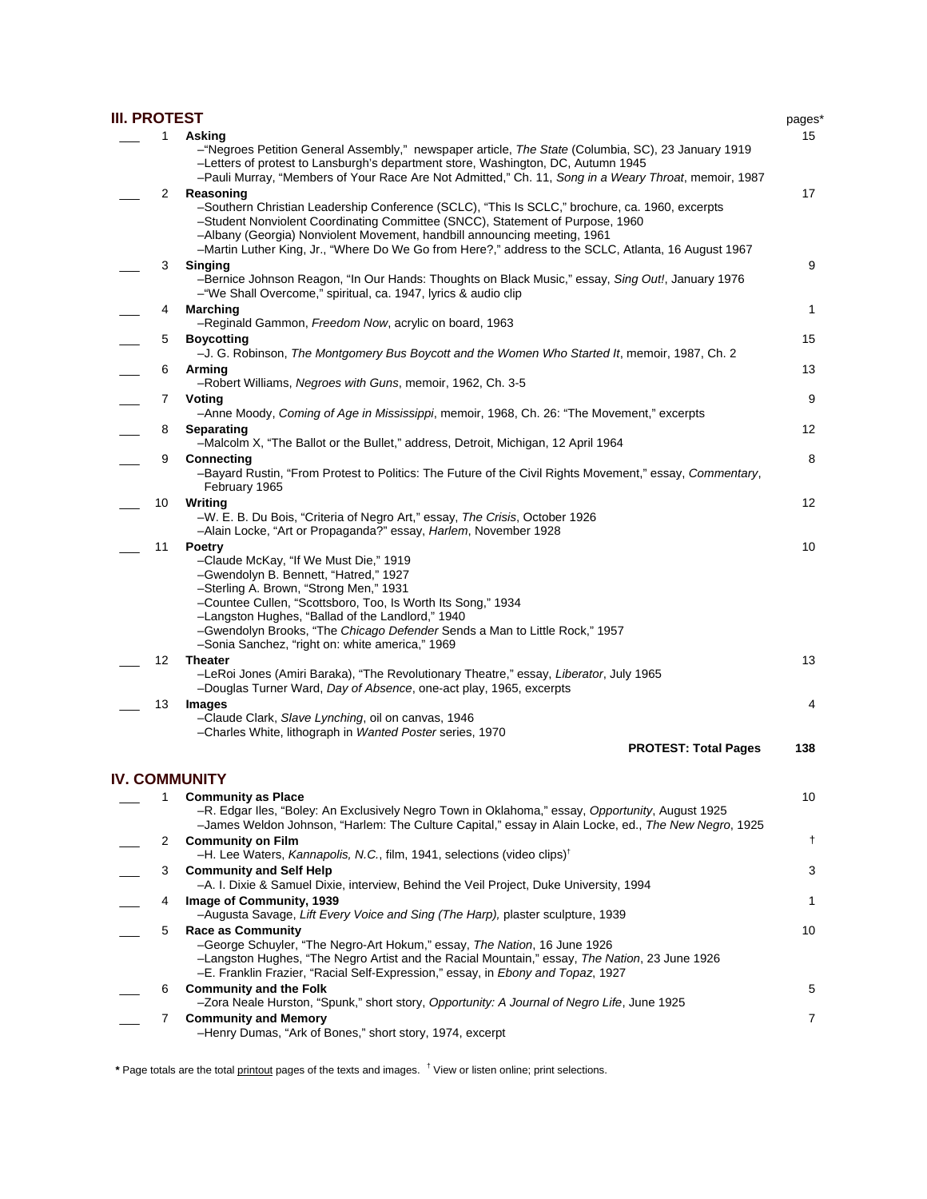## III. PROTEST

| | | | pages* |
|---|---|---|---|
| ___ | 1 | **Asking**<br>–"Negroes Petition General Assembly," newspaper article, *The State* (Columbia, SC), 23 January 1919<br>–Letters of protest to Lansburgh's department store, Washington, DC, Autumn 1945<br>–Pauli Murray, "Members of Your Race Are Not Admitted," Ch. 11, *Song in a Weary Throat*, memoir, 1987 | 15 |
| ___ | 2 | **Reasoning**<br>–Southern Christian Leadership Conference (SCLC), "This Is SCLC," brochure, ca. 1960, excerpts<br>–Student Nonviolent Coordinating Committee (SNCC), Statement of Purpose, 1960<br>–Albany (Georgia) Nonviolent Movement, handbill announcing meeting, 1961<br>–Martin Luther King, Jr., "Where Do We Go from Here?," address to the SCLC, Atlanta, 16 August 1967 | 17 |
| ___ | 3 | **Singing**<br>–Bernice Johnson Reagon, "In Our Hands: Thoughts on Black Music," essay, *Sing Out!*, January 1976<br>–"We Shall Overcome," spiritual, ca. 1947, lyrics & audio clip | 9 |
| ___ | 4 | **Marching**<br>–Reginald Gammon, *Freedom Now*, acrylic on board, 1963 | 1 |
| ___ | 5 | **Boycotting**<br>–J. G. Robinson, *The Montgomery Bus Boycott and the Women Who Started It*, memoir, 1987, Ch. 2 | 15 |
| ___ | 6 | **Arming**<br>–Robert Williams, *Negroes with Guns*, memoir, 1962, Ch. 3-5 | 13 |
| ___ | 7 | **Voting**<br>–Anne Moody, *Coming of Age in Mississippi*, memoir, 1968, Ch. 26: "The Movement," excerpts | 9 |
| ___ | 8 | **Separating**<br>–Malcolm X, "The Ballot or the Bullet," address, Detroit, Michigan, 12 April 1964 | 12 |
| ___ | 9 | **Connecting**<br>–Bayard Rustin, "From Protest to Politics: The Future of the Civil Rights Movement," essay, *Commentary*, February 1965 | 8 |
| ___ | 10 | **Writing**<br>–W. E. B. Du Bois, "Criteria of Negro Art," essay, *The Crisis*, October 1926<br>–Alain Locke, "Art or Propaganda?" essay, *Harlem*, November 1928 | 12 |
| ___ | 11 | **Poetry**<br>–Claude McKay, "If We Must Die," 1919<br>–Gwendolyn B. Bennett, "Hatred," 1927<br>–Sterling A. Brown, "Strong Men," 1931<br>–Countee Cullen, "Scottsboro, Too, Is Worth Its Song," 1934<br>–Langston Hughes, "Ballad of the Landlord," 1940<br>–Gwendolyn Brooks, "The *Chicago Defender* Sends a Man to Little Rock," 1957<br>–Sonia Sanchez, "right on: white america," 1969 | 10 |
| ___ | 12 | **Theater**<br>–LeRoi Jones (Amiri Baraka), "The Revolutionary Theatre," essay, *Liberator*, July 1965<br>–Douglas Turner Ward, *Day of Absence*, one-act play, 1965, excerpts | 13 |
| ___ | 13 | **Images**<br>–Claude Clark, *Slave Lynching*, oil on canvas, 1946<br>–Charles White, lithograph in *Wanted Poster* series, 1970 | 4 |
| | | **PROTEST: Total Pages** | **138** |

## IV. COMMUNITY

| | | | |
|---|---|---|---|
| ___ | 1 | **Community as Place**<br>–R. Edgar Iles, "Boley: An Exclusively Negro Town in Oklahoma," essay, *Opportunity*, August 1925<br>–James Weldon Johnson, "Harlem: The Culture Capital," essay in Alain Locke, ed., *The New Negro*, 1925 | 10 |
| ___ | 2 | **Community on Film**<br>–H. Lee Waters, *Kannapolis, N.C.*, film, 1941, selections (video clips)† | † |
| ___ | 3 | **Community and Self Help**<br>–A. I. Dixie & Samuel Dixie, interview, Behind the Veil Project, Duke University, 1994 | 3 |
| ___ | 4 | **Image of Community, 1939**<br>–Augusta Savage, *Lift Every Voice and Sing (The Harp)*, plaster sculpture, 1939 | 1 |
| ___ | 5 | **Race as Community**<br>–George Schuyler, "The Negro-Art Hokum," essay, *The Nation*, 16 June 1926<br>–Langston Hughes, "The Negro Artist and the Racial Mountain," essay, *The Nation*, 23 June 1926<br>–E. Franklin Frazier, "Racial Self-Expression," essay, in *Ebony and Topaz*, 1927 | 10 |
| ___ | 6 | **Community and the Folk**<br>–Zora Neale Hurston, "Spunk," short story, *Opportunity: A Journal of Negro Life*, June 1925 | 5 |
| ___ | 7 | **Community and Memory**<br>–Henry Dumas, "Ark of Bones," short story, 1974, excerpt | 7 |

**\*** Page totals are the total printout pages of the texts and images. † View or listen online; print selections.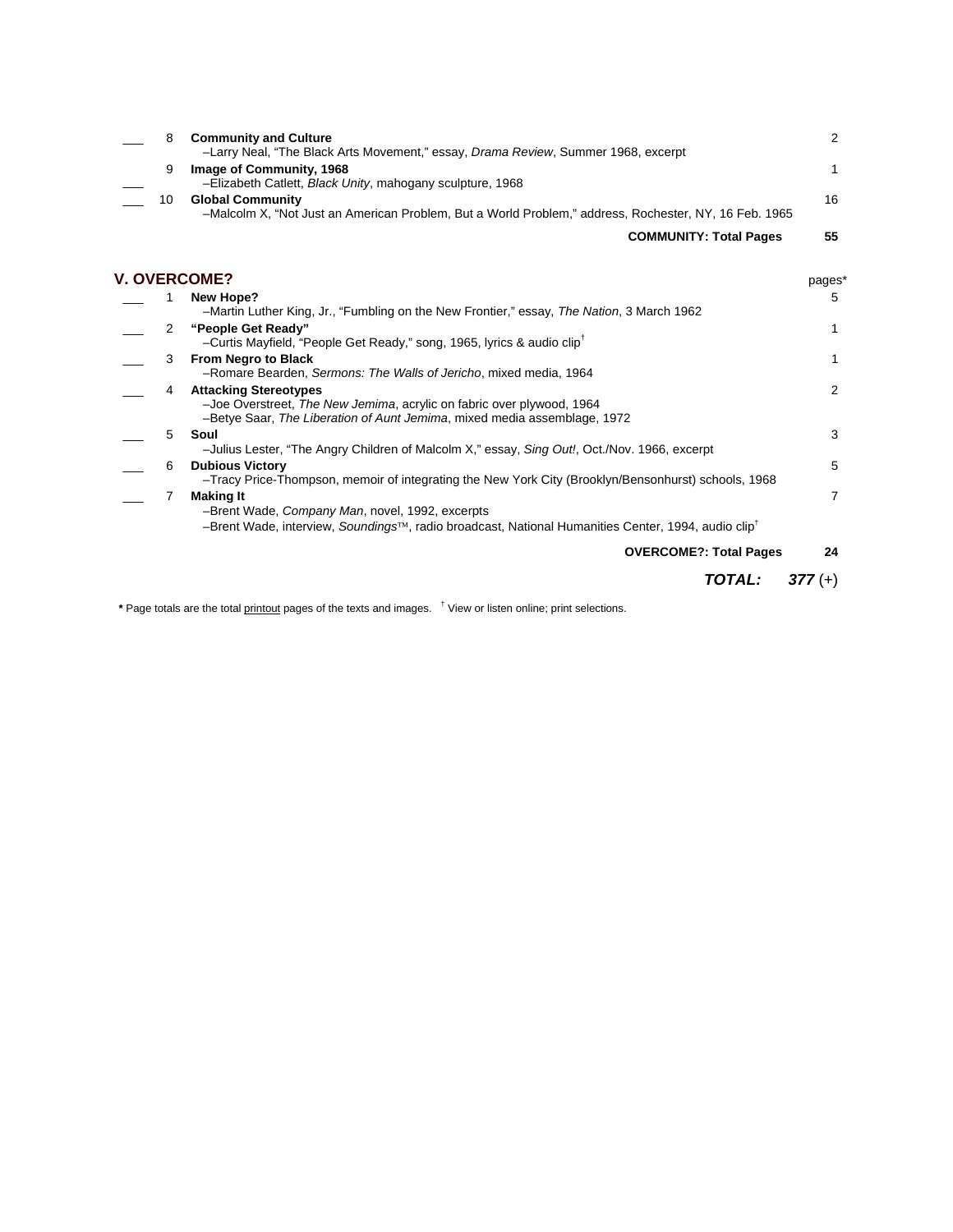| | | | |
|---|---|---|---|
| ___ | 8 | **Community and Culture**<br>–Larry Neal, "The Black Arts Movement," essay, *Drama Review*, Summer 1968, excerpt | 2 |
| ___ | 9 | **Image of Community, 1968**<br>–Elizabeth Catlett, *Black Unity*, mahogany sculpture, 1968 | 1 |
| ___ | 10 | **Global Community**<br>–Malcolm X, "Not Just an American Problem, But a World Problem," address, Rochester, NY, 16 Feb. 1965 | 16 |
| | | **COMMUNITY: Total Pages** | **55** |

## V. OVERCOME?

| | | | pages* |
|---|---|---|---|
| ___ | 1 | **New Hope?**<br>–Martin Luther King, Jr., "Fumbling on the New Frontier," essay, *The Nation*, 3 March 1962 | 5 |
| ___ | 2 | **"People Get Ready"**<br>–Curtis Mayfield, "People Get Ready," song, 1965, lyrics & audio clip† | 1 |
| ___ | 3 | **From Negro to Black**<br>–Romare Bearden, *Sermons: The Walls of Jericho*, mixed media, 1964 | 1 |
| ___ | 4 | **Attacking Stereotypes**<br>–Joe Overstreet, *The New Jemima*, acrylic on fabric over plywood, 1964<br>–Betye Saar, *The Liberation of Aunt Jemima*, mixed media assemblage, 1972 | 2 |
| ___ | 5 | **Soul**<br>–Julius Lester, "The Angry Children of Malcolm X," essay, *Sing Out!*, Oct./Nov. 1966, excerpt | 3 |
| ___ | 6 | **Dubious Victory**<br>–Tracy Price-Thompson, memoir of integrating the New York City (Brooklyn/Bensonhurst) schools, 1968 | 5 |
| ___ | 7 | **Making It**<br>–Brent Wade, *Company Man*, novel, 1992, excerpts<br>–Brent Wade, interview, *Soundings*™, radio broadcast, National Humanities Center, 1994, audio clip† | 7 |
| | | **OVERCOME?: Total Pages** | **24** |
| | | ***TOTAL:*** | ***377*** (+) |

**\*** Page totals are the total printout pages of the texts and images. † View or listen online; print selections.